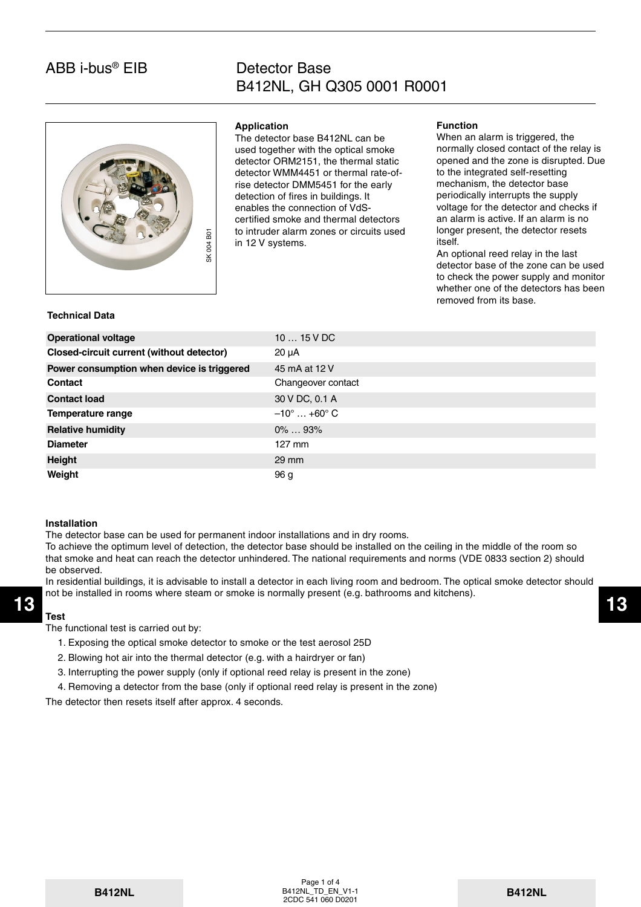# ABB i-bus® EIB

# Detector Base B412NL, GH Q305 0001 R0001

SK 004 B01

### Application

The detector base B412NL can be used together with the optical smoke detector ORM2151, the thermal static detector WMM4451 or thermal rate-of-rise detector DMM5451 for the early detection of fires in buildings. It enables the connection of VdS-certified smoke and thermal detectors to intruder alarm zones or circuits used in 12 V systems.

### Function

When an alarm is triggered, the normally closed contact of the relay is opened and the zone is disrupted. Due to the integrated self-resetting mechanism, the detector base periodically interrupts the supply voltage for the detector and checks if an alarm is active. If an alarm is no longer present, the detector resets itself.

An optional reed relay in the last detector base of the zone can be used to check the power supply and monitor whether one of the detectors has been removed from its base.

### Technical Data

| | |
|---|---|
| **Operational voltage** | 10 … 15 V DC |
| **Closed-circuit current (without detector)** | 20 µA |
| **Power consumption when device is triggered** | 45 mA at 12 V |
| **Contact** | Changeover contact |
| **Contact load** | 30 V DC, 0.1 A |
| **Temperature range** | –10° … +60° C |
| **Relative humidity** | 0% … 93% |
| **Diameter** | 127 mm |
| **Height** | 29 mm |
| **Weight** | 96 g |

### Installation

The detector base can be used for permanent indoor installations and in dry rooms.

To achieve the optimum level of detection, the detector base should be installed on the ceiling in the middle of the room so that smoke and heat can reach the detector unhindered. The national requirements and norms (VDE 0833 section 2) should be observed.

In residential buildings, it is advisable to install a detector in each living room and bedroom. The optical smoke detector should not be installed in rooms where steam or smoke is normally present (e.g. bathrooms and kitchens).

### Test

The functional test is carried out by:

1. Exposing the optical smoke detector to smoke or the test aerosol 25D
2. Blowing hot air into the thermal detector (e.g. with a hairdryer or fan)
3. Interrupting the power supply (only if optional reed relay is present in the zone)
4. Removing a detector from the base (only if optional reed relay is present in the zone)

The detector then resets itself after approx. 4 seconds.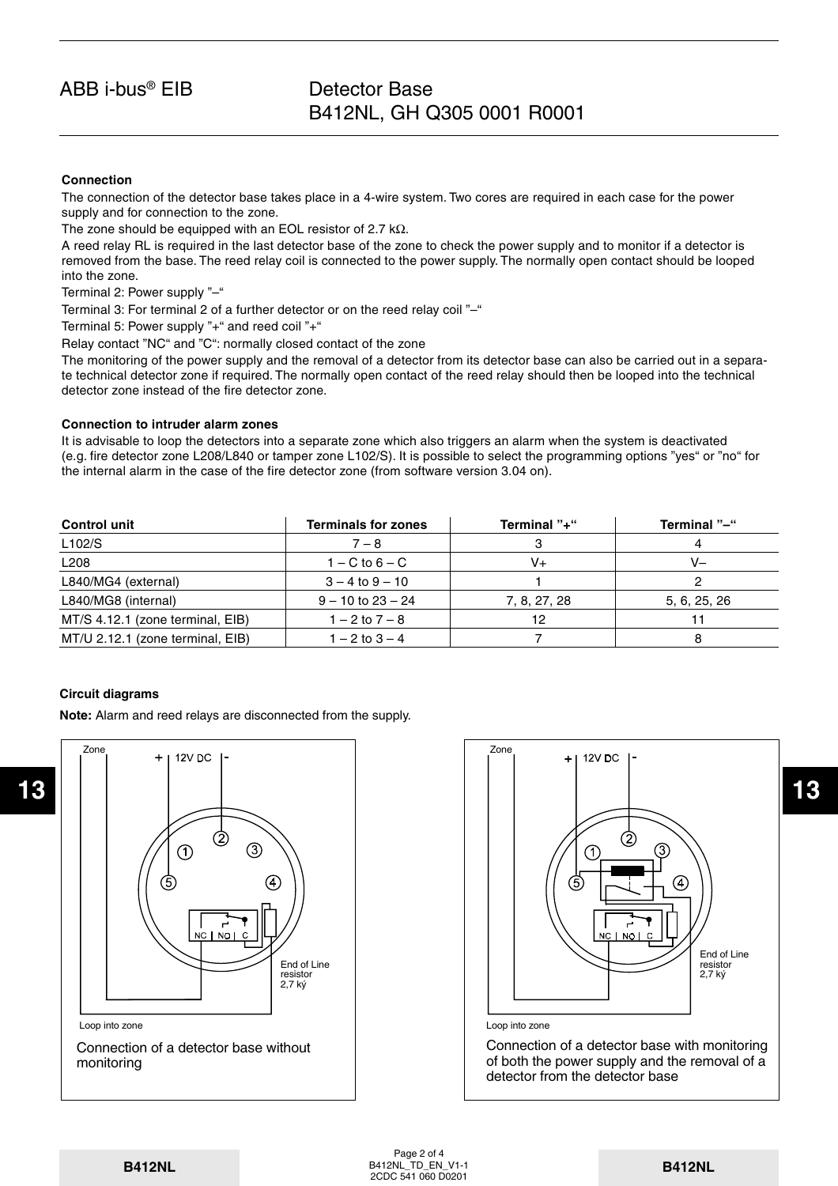## Connection

The connection of the detector base takes place in a 4-wire system. Two cores are required in each case for the power supply and for connection to the zone.

The zone should be equipped with an EOL resistor of 2.7 kΩ.

A reed relay RL is required in the last detector base of the zone to check the power supply and to monitor if a detector is removed from the base. The reed relay coil is connected to the power supply. The normally open contact should be looped into the zone.

Terminal 2: Power supply "–"

Terminal 3: For terminal 2 of a further detector or on the reed relay coil "–"

Terminal 5: Power supply "+" and reed coil "+"

Relay contact "NC" and "C": normally closed contact of the zone

The monitoring of the power supply and the removal of a detector from its detector base can also be carried out in a separate technical detector zone if required. The normally open contact of the reed relay should then be looped into the technical detector zone instead of the fire detector zone.

## Connection to intruder alarm zones

It is advisable to loop the detectors into a separate zone which also triggers an alarm when the system is deactivated (e.g. fire detector zone L208/L840 or tamper zone L102/S). It is possible to select the programming options "yes" or "no" for the internal alarm in the case of the fire detector zone (from software version 3.04 on).

| Control unit | Terminals for zones | Terminal "+" | Terminal "–" |
|---|---|---|---|
| L102/S | 7 – 8 | 3 | 4 |
| L208 | 1 – C to 6 – C | V+ | V– |
| L840/MG4 (external) | 3 – 4 to 9 – 10 | 1 | 2 |
| L840/MG8 (internal) | 9 – 10 to 23 – 24 | 7, 8, 27, 28 | 5, 6, 25, 26 |
| MT/S 4.12.1 (zone terminal, EIB) | 1 – 2 to 7 – 8 | 12 | 11 |
| MT/U 2.12.1 (zone terminal, EIB) | 1 – 2 to 3 – 4 | 7 | 8 |

## Circuit diagrams

**Note:** Alarm and reed relays are disconnected from the supply.

Zone + 12V DC -

1 2 3 5 4

NC NO C

End of Line resistor 2,7 kΩ

Loop into zone

Connection of a detector base without monitoring

Zone + 12V DC -

1 2 3 5 4

NC NO C

End of Line resistor 2,7 kΩ

Loop into zone

Connection of a detector base with monitoring of both the power supply and the removal of a detector from the detector base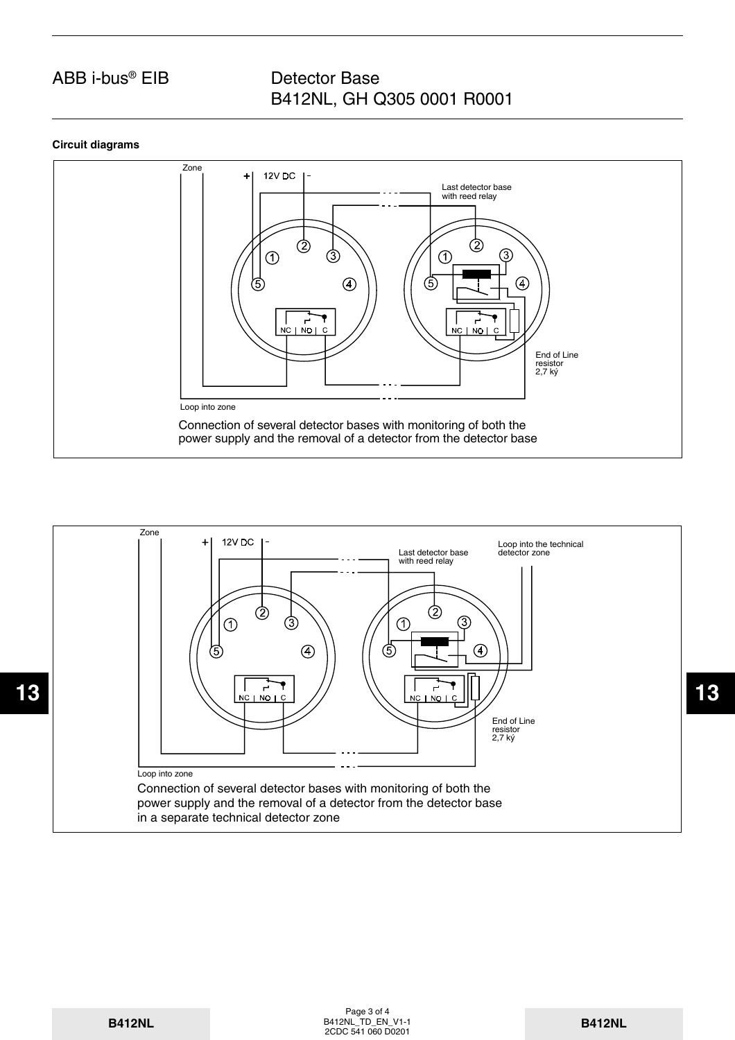**Circuit diagrams**

Zone

\+ 12V DC -

Last detector base with reed relay

1 2 3 5 4

NC | NO | C

End of Line resistor 2,7 kÝ

Loop into zone

Connection of several detector bases with monitoring of both the power supply and the removal of a detector from the detector base

Zone

\+ 12V DC -

Last detector base with reed relay

Loop into the technical detector zone

1 2 3 5 4

NC | NO | C

End of Line resistor 2,7 kÝ

Loop into zone

Connection of several detector bases with monitoring of both the power supply and the removal of a detector from the detector base in a separate technical detector zone